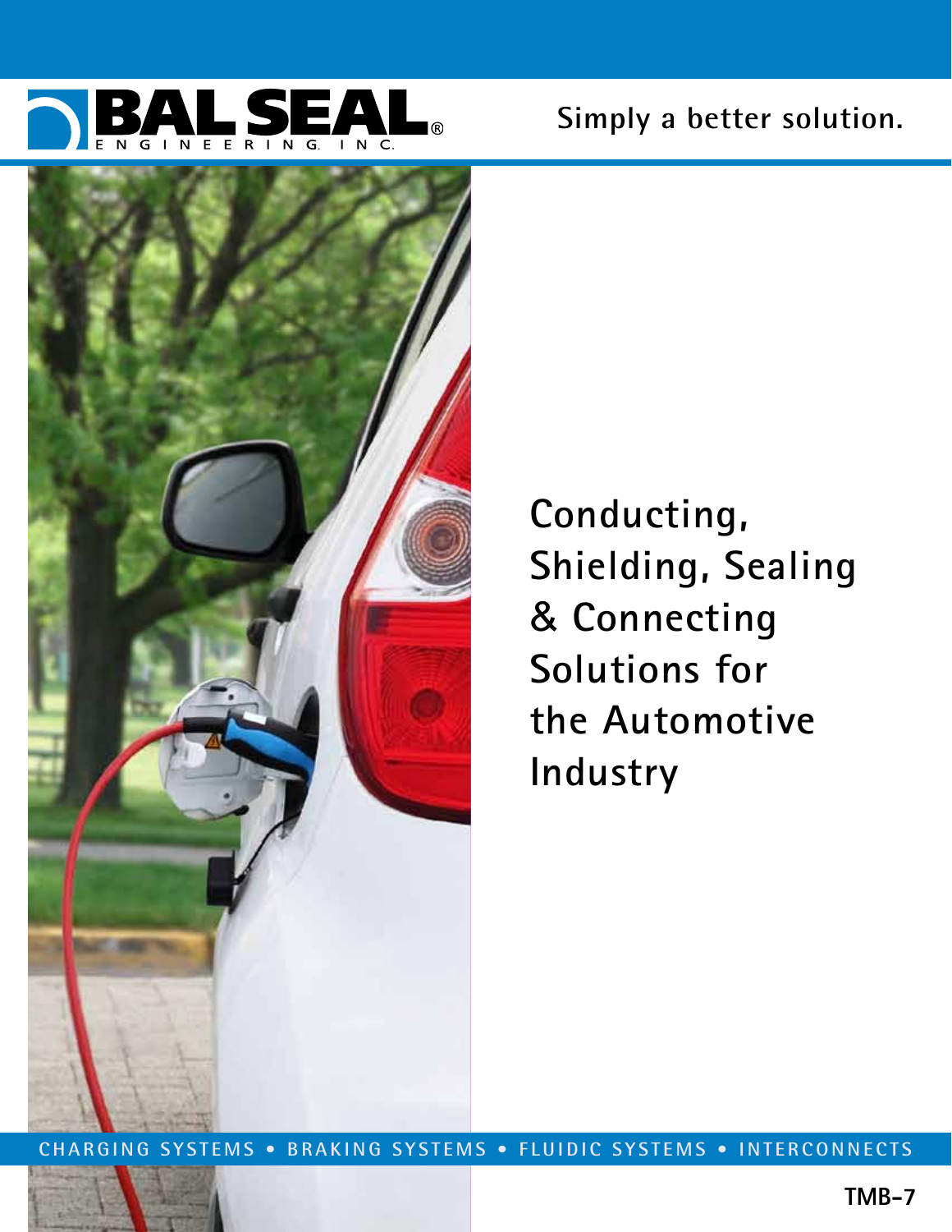BAL SEAL ENGINEERING, INC.®

**Simply a better solution.**

# Conducting, Shielding, Sealing & Connecting Solutions for the Automotive Industry

CHARGING SYSTEMS • BRAKING SYSTEMS • FLUIDIC SYSTEMS • INTERCONNECTS

**TMB-7**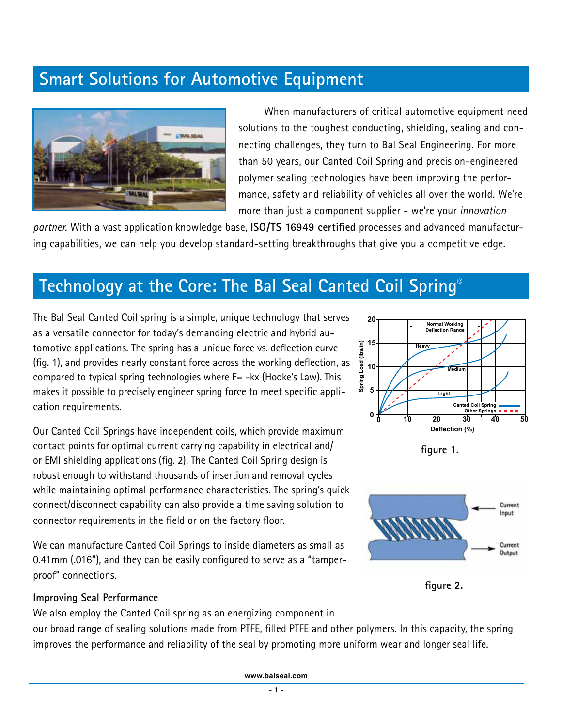## Smart Solutions for Automotive Equipment

When manufacturers of critical automotive equipment need solutions to the toughest conducting, shielding, sealing and connecting challenges, they turn to Bal Seal Engineering. For more than 50 years, our Canted Coil Spring and precision-engineered polymer sealing technologies have been improving the performance, safety and reliability of vehicles all over the world. We're more than just a component supplier - we're your *innovation partner*. With a vast application knowledge base, **ISO/TS 16949 certified** processes and advanced manufacturing capabilities, we can help you develop standard-setting breakthroughs that give you a competitive edge.

## Technology at the Core: The Bal Seal Canted Coil Spring®

The Bal Seal Canted Coil spring is a simple, unique technology that serves as a versatile connector for today's demanding electric and hybrid automotive applications. The spring has a unique force vs. deflection curve (fig. 1), and provides nearly constant force across the working deflection, as compared to typical spring technologies where F= -kx (Hooke's Law). This makes it possible to precisely engineer spring force to meet specific application requirements.

figure 1.

Our Canted Coil Springs have independent coils, which provide maximum contact points for optimal current carrying capability in electrical and/or EMI shielding applications (fig. 2). The Canted Coil Spring design is robust enough to withstand thousands of insertion and removal cycles while maintaining optimal performance characteristics. The spring's quick connect/disconnect capability can also provide a time saving solution to connector requirements in the field or on the factory floor.

figure 2.

We can manufacture Canted Coil Springs to inside diameters as small as 0.41mm (.016"), and they can be easily configured to serve as a "tamper-proof" connections.

### Improving Seal Performance

We also employ the Canted Coil spring as an energizing component in our broad range of sealing solutions made from PTFE, filled PTFE and other polymers. In this capacity, the spring improves the performance and reliability of the seal by promoting more uniform wear and longer seal life.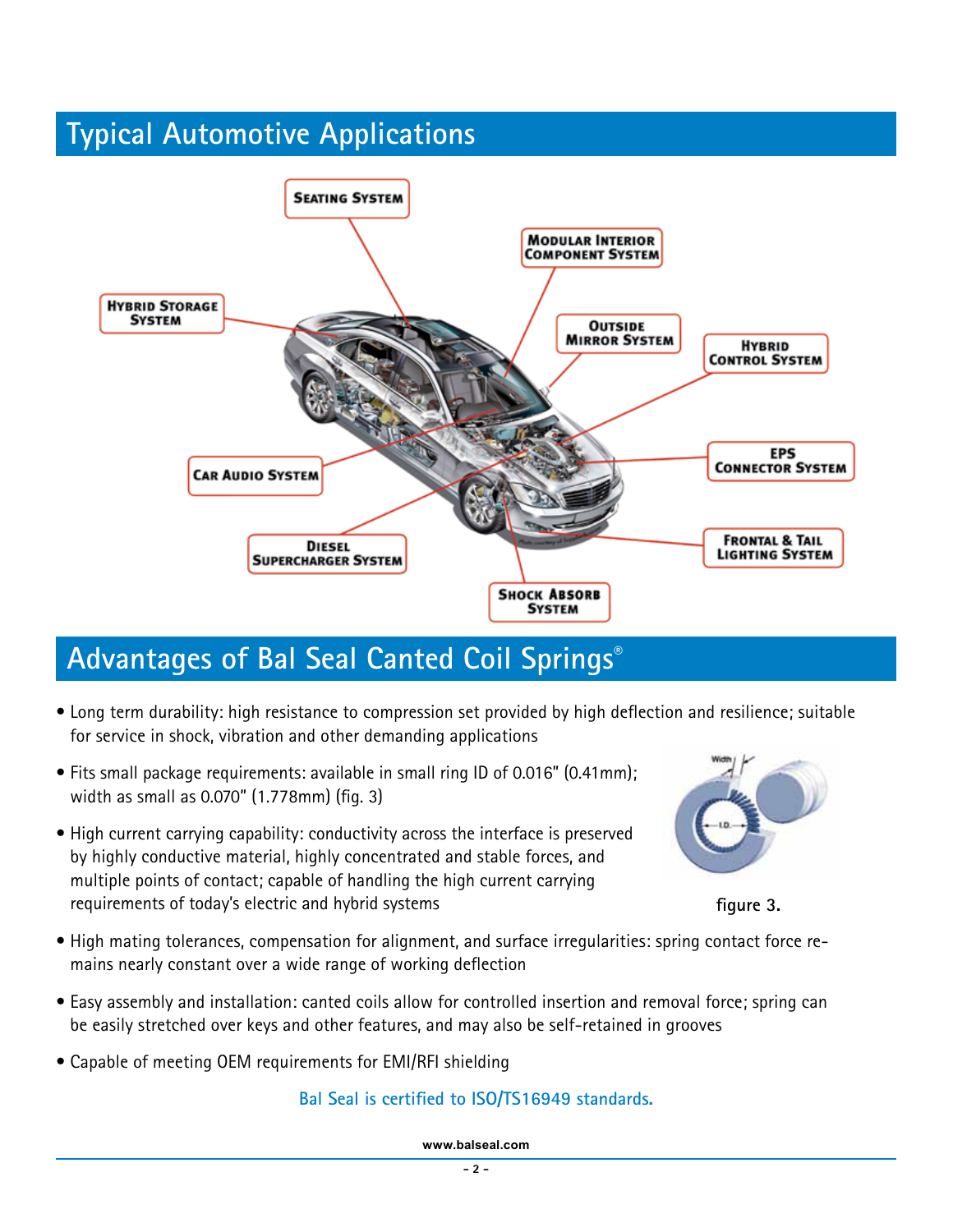## Typical Automotive Applications

Seating System

Modular Interior Component System

Hybrid Storage System

Outside Mirror System

Hybrid Control System

Car Audio System

EPS Connector System

Diesel Supercharger System

Frontal & Tail Lighting System

Shock Absorb System

## Advantages of Bal Seal Canted Coil Springs®

- Long term durability: high resistance to compression set provided by high deflection and resilience; suitable for service in shock, vibration and other demanding applications
- Fits small package requirements: available in small ring ID of 0.016" (0.41mm); width as small as 0.070" (1.778mm) (fig. 3)
- High current carrying capability: conductivity across the interface is preserved by highly conductive material, highly concentrated and stable forces, and multiple points of contact; capable of handling the high current carrying requirements of today's electric and hybrid systems

figure 3.

- High mating tolerances, compensation for alignment, and surface irregularities: spring contact force remains nearly constant over a wide range of working deflection
- Easy assembly and installation: canted coils allow for controlled insertion and removal force; spring can be easily stretched over keys and other features, and may also be self-retained in grooves
- Capable of meeting OEM requirements for EMI/RFI shielding

Bal Seal is certified to ISO/TS16949 standards.

www.balseal.com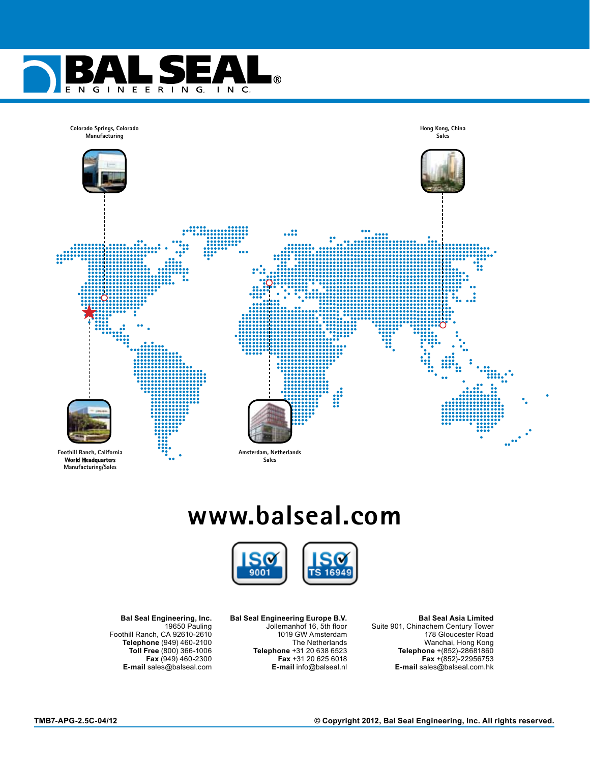# BAL SEAL ENGINEERING INC.

Colorado Springs, Colorado
Manufacturing

Hong Kong, China
Sales

Foothill Ranch, California
World Headquarters
Manufacturing/Sales

Amsterdam, Netherlands
Sales

## www.balseal.com

ISO 9001

ISO TS 16949

**Bal Seal Engineering, Inc.**
19650 Pauling
Foothill Ranch, CA 92610-2610
**Telephone** (949) 460-2100
**Toll Free** (800) 366-1006
**Fax** (949) 460-2300
**E-mail** sales@balseal.com

**Bal Seal Engineering Europe B.V.**
Jollemanhof 16, 5th floor
1019 GW Amsterdam
The Netherlands
**Telephone** +31 20 638 6523
**Fax** +31 20 625 6018
**E-mail** info@balseal.nl

**Bal Seal Asia Limited**
Suite 901, Chinachem Century Tower
178 Gloucester Road
Wanchai, Hong Kong
**Telephone** +(852)-28681860
**Fax** +(852)-22956753
**E-mail** sales@balseal.com.hk

**TMB7-APG-2.5C-04/12**

**© Copyright 2012, Bal Seal Engineering, Inc. All rights reserved.**